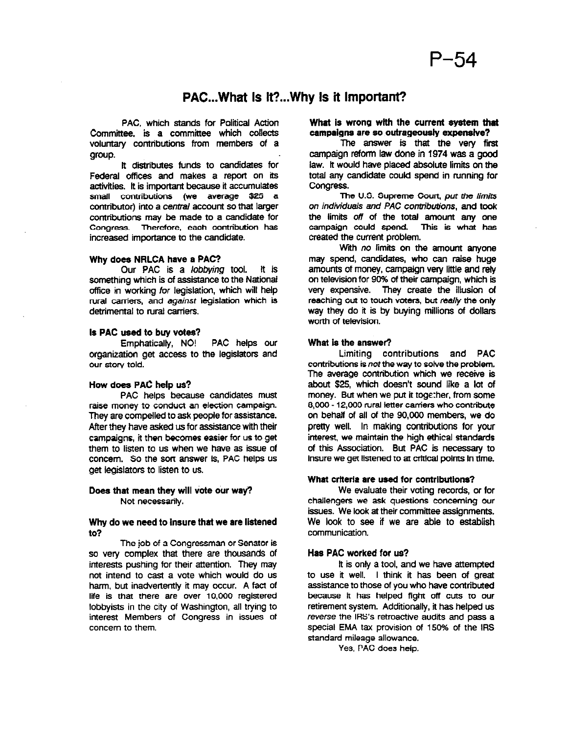P-54

# PAC...What Is It?...Why Is it Important?

PAC, which stands for Political Action Committee, is a committee which collects voluntary contributions from members of a group.

It distributes funds to candidates for Federal offices and makes a report on its activities. It is important because it accumulates small contributions (we average $25 a contributor) into a *central* account so that larger contributions may be made to a candidate for Congress. Therefore, each contribution has increased importance to the candidate.

**Why does NRLCA have a PAC?**

Our PAC is a *lobbying* tool. It is something which is of assistance to the National office in working *for* legislation, which will help rural carriers, and *against* legislation which is detrimental to rural carriers.

**Is PAC used to buy votes?**

Emphatically, NO! PAC helps our organization get access to the legislators and our story told.

**How does PAC help us?**

PAC helps because candidates must raise money to conduct an election campaign. They are compelled to ask people for assistance. After they have asked us for assistance with their campaigns, it then becomes easier for us to get them to listen to us when we have as issue of concern. So the sort answer is, PAC helps us get legislators to listen to us.

**Does that mean they will vote our way?**

Not necessarily.

**Why do we need to insure that we are listened to?**

The job of a Congressman or Senator is so very complex that there are thousands of interests pushing for their attention. They may not intend to cast a vote which would do us harm, but inadvertently it may occur. A fact of life is that there are over 10,000 registered lobbyists in the city of Washington, all trying to interest Members of Congress in issues of concern to them.

**What is wrong with the current system that campaigns are so outrageously expensive?**

The answer is that the very first campaign reform law done in 1974 was a good law. It would have placed absolute limits on the total any candidate could spend in running for Congress.

The U.S. Supreme Court, *put the limits on individuals and PAC contributions*, and took the limits *off* of the total amount any one campaign could spend. This is what has created the current problem.

With *no* limits on the amount anyone may spend, candidates, who can raise huge amounts of money, campaign very little and rely on television for 90% of their campaign, which is very expensive. They create the illusion of reaching out to touch voters, but *really* the only way they do it is by buying millions of dollars worth of television.

**What is the answer?**

Limiting contributions and PAC contributions is *not* the way to solve the problem. The average contribution which we receive is about $25, which doesn't sound like a lot of money. But when we put it together, from some 8,000 - 12,000 rural letter carriers who contribute on behalf of all of the 90,000 members, we do pretty well. In making contributions for your interest, we maintain the high ethical standards of this Association. But PAC is necessary to insure we get listened to at critical points in time.

**What criteria are used for contributions?**

We evaluate their voting records, or for challengers we ask questions concerning our issues. We look at their committee assignments. We look to see if we are able to establish communication.

**Has PAC worked for us?**

It is only a tool, and we have attempted to use it well. I think it has been of great assistance to those of you who have contributed because it has helped fight off cuts to our retirement system. Additionally, it has helped us *reverse* the IRS's retroactive audits and pass a special EMA tax provision of 150% of the IRS standard mileage allowance.

Yes, PAC does help.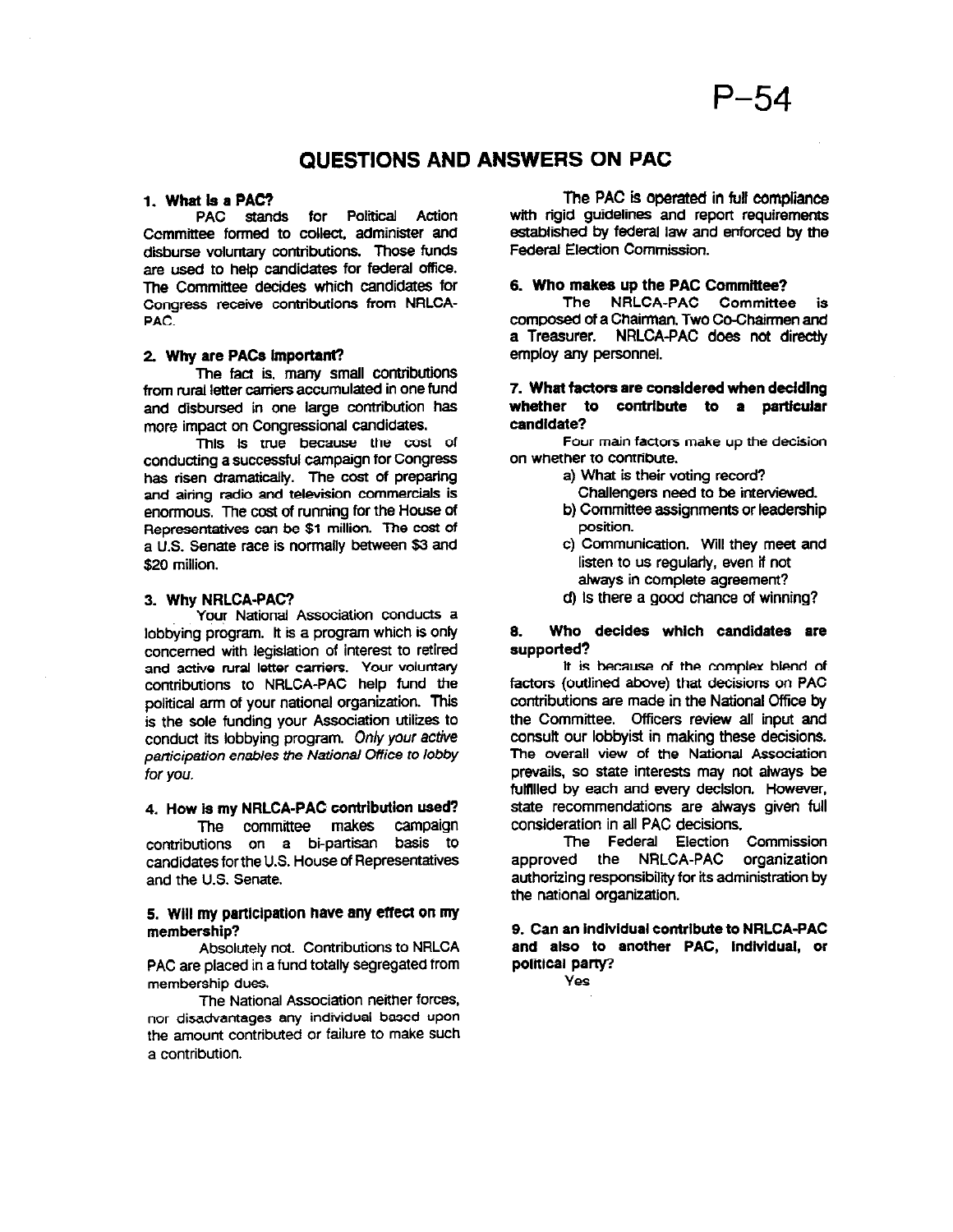# QUESTIONS AND ANSWERS ON PAC

**1. What is a PAC?**

PAC stands for Political Action Committee formed to collect, administer and disburse voluntary contributions. Those funds are used to help candidates for federal office. The Committee decides which candidates for Congress receive contributions from NRLCA-PAC.

**2. Why are PACs important?**

The fact is, many small contributions from rural letter carriers accumulated in one fund and disbursed in one large contribution has more impact on Congressional candidates.

This is true because the cost of conducting a successful campaign for Congress has risen dramatically. The cost of preparing and airing radio and television commercials is enormous. The cost of running for the House of Representatives can be $1 million. The cost of a U.S. Senate race is normally between $3 and $20 million.

**3. Why NRLCA-PAC?**

Your National Association conducts a lobbying program. It is a program which is only concerned with legislation of interest to retired and active rural letter carriers. Your voluntary contributions to NRLCA-PAC help fund the political arm of your national organization. This is the sole funding your Association utilizes to conduct its lobbying program. *Only your active participation enables the National Office to lobby for you.*

**4. How is my NRLCA-PAC contribution used?**

The committee makes campaign contributions on a bi-partisan basis to candidates for the U.S. House of Representatives and the U.S. Senate.

**5. Will my participation have any effect on my membership?**

Absolutely not. Contributions to NRLCA PAC are placed in a fund totally segregated from membership dues.

The National Association neither forces, nor disadvantages any individual based upon the amount contributed or failure to make such a contribution.

The PAC is operated in full compliance with rigid guidelines and report requirements established by federal law and enforced by the Federal Election Commission.

**6. Who makes up the PAC Committee?**

The NRLCA-PAC Committee is composed of a Chairman, Two Co-Chairmen and a Treasurer. NRLCA-PAC does not directly employ any personnel.

**7. What factors are considered when deciding whether to contribute to a particular candidate?**

Four main factors make up the decision on whether to contribute.

a) What is their voting record? Challengers need to be interviewed.
b) Committee assignments or leadership position.
c) Communication. Will they meet and listen to us regularly, even if not always in complete agreement?
d) Is there a good chance of winning?

**8. Who decides which candidates are supported?**

It is because of the complex blend of factors (outlined above) that decisions on PAC contributions are made in the National Office by the Committee. Officers review all input and consult our lobbyist in making these decisions. The overall view of the National Association prevails, so state interests may not always be fulfilled by each and every decision. However, state recommendations are always given full consideration in all PAC decisions.

The Federal Election Commission approved the NRLCA-PAC organization authorizing responsibility for its administration by the national organization.

**9. Can an individual contribute to NRLCA-PAC and also to another PAC, individual, or political party?**

Yes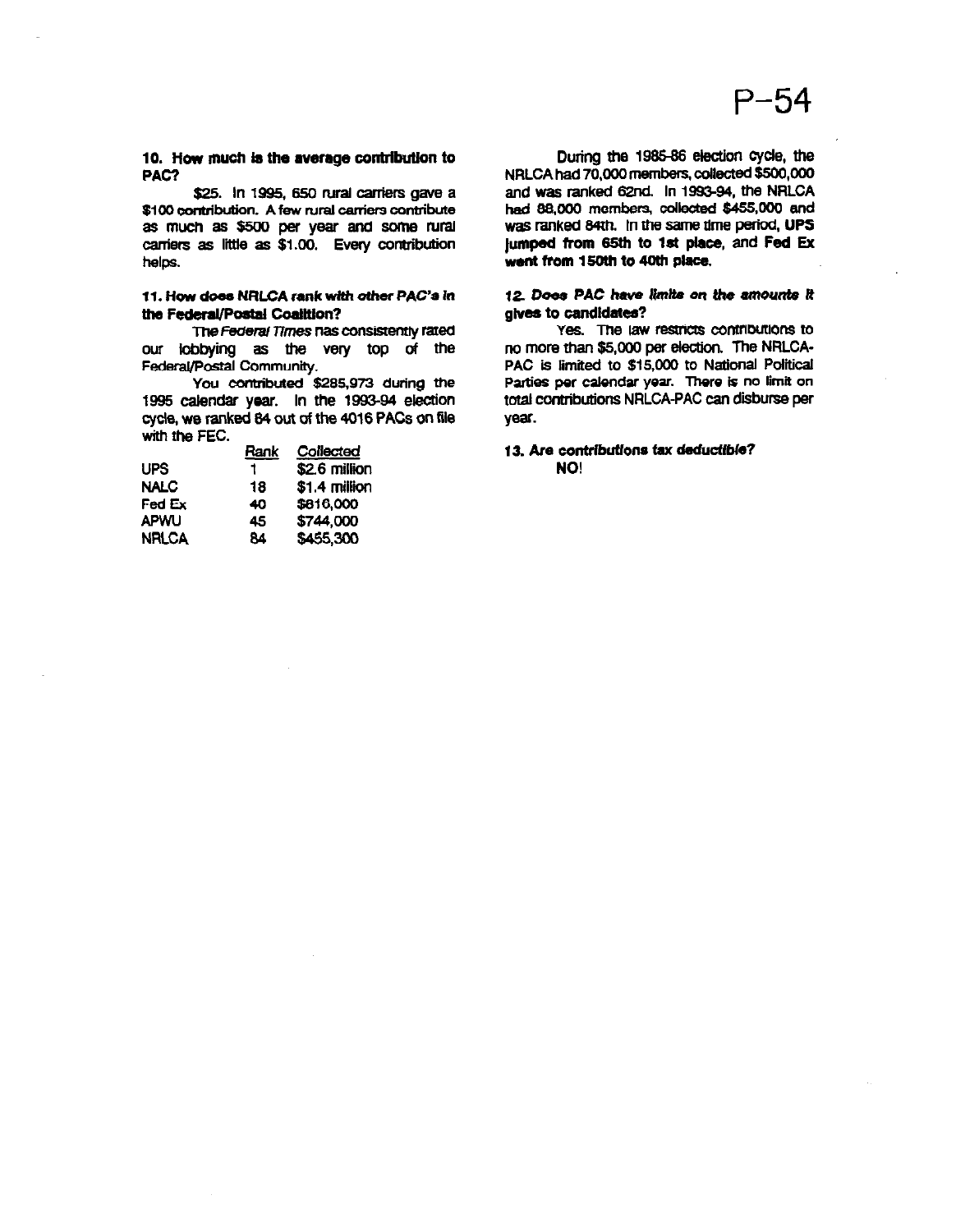# P-54

**10. How much is the average contribution to PAC?**

$25. In 1995, 650 rural carriers gave a $100 contribution. A few rural carriers contribute as much as $500 per year and some rural carriers as little as $1.00. Every contribution helps.

**11. How does NRLCA rank with other PAC's in the Federal/Postal Coalition?**

The *Federal Times* has consistently rated our lobbying as the very top of the Federal/Postal Community.

You contributed $285,973 during the 1995 calendar year. In the 1993-94 election cycle, we ranked 84 out of the 4016 PACs on file with the FEC.

| | Rank | Collected |
|---|---|---|
| UPS | 1 | $2.6 million |
| NALC | 18 | $1.4 million |
| Fed Ex | 40 | $816,000 |
| APWU | 45 | $744,000 |
| NRLCA | 84 | $455,300 |

During the 1985-86 election cycle, the NRLCA had 70,000 members, collected $500,000 and was ranked 62nd. In 1993-94, the NRLCA had 88,000 members, collected $455,000 and was ranked 84th. In the same time period, **UPS jumped from 65th to 1st place**, and **Fed Ex went from 150th to 40th place.**

***12. Does PAC have limits on the amounts it gives to candidates?***

Yes. The law restricts contributions to no more than $5,000 per election. The NRLCA-PAC is limited to $15,000 to National Political Parties per calendar year. There is no limit on total contributions NRLCA-PAC can disburse per year.

**13. Are contributions tax deductible?**

**NO!**